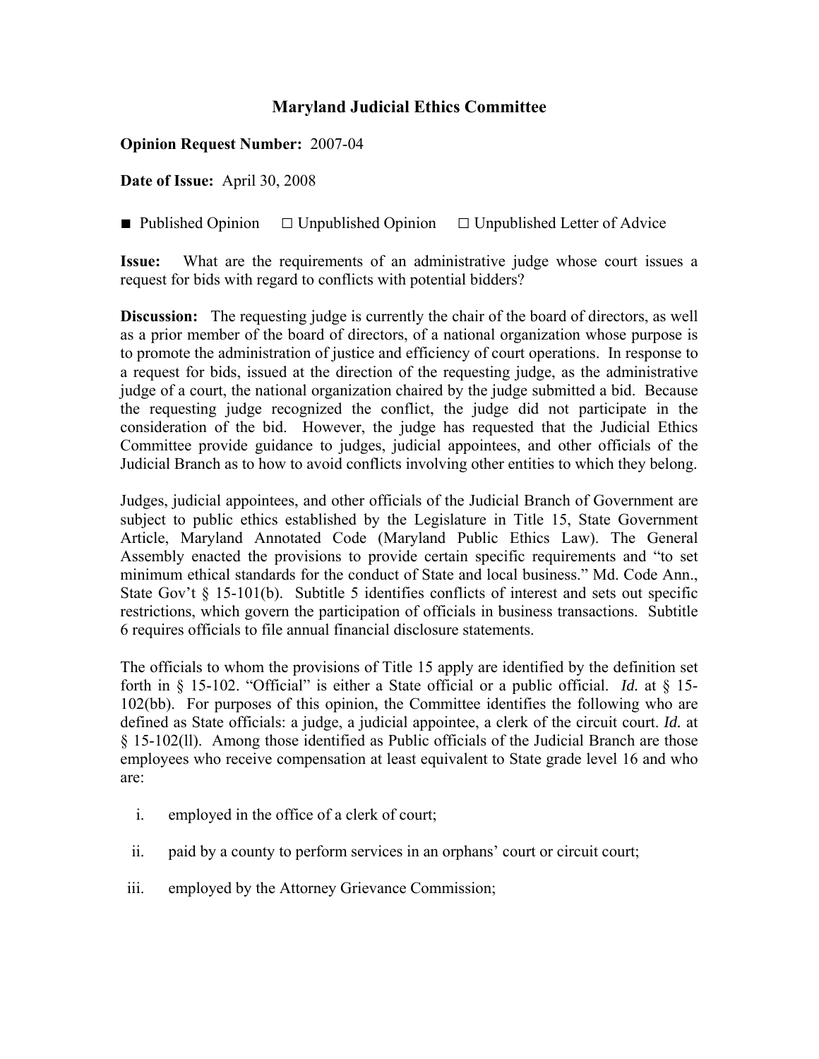# Maryland Judicial Ethics Committee

**Opinion Request Number:** 2007-04

**Date of Issue:** April 30, 2008

■ Published Opinion ☐ Unpublished Opinion ☐ Unpublished Letter of Advice

**Issue:** What are the requirements of an administrative judge whose court issues a request for bids with regard to conflicts with potential bidders?

**Discussion:** The requesting judge is currently the chair of the board of directors, as well as a prior member of the board of directors, of a national organization whose purpose is to promote the administration of justice and efficiency of court operations. In response to a request for bids, issued at the direction of the requesting judge, as the administrative judge of a court, the national organization chaired by the judge submitted a bid. Because the requesting judge recognized the conflict, the judge did not participate in the consideration of the bid. However, the judge has requested that the Judicial Ethics Committee provide guidance to judges, judicial appointees, and other officials of the Judicial Branch as to how to avoid conflicts involving other entities to which they belong.

Judges, judicial appointees, and other officials of the Judicial Branch of Government are subject to public ethics established by the Legislature in Title 15, State Government Article, Maryland Annotated Code (Maryland Public Ethics Law). The General Assembly enacted the provisions to provide certain specific requirements and "to set minimum ethical standards for the conduct of State and local business." Md. Code Ann., State Gov't § 15-101(b). Subtitle 5 identifies conflicts of interest and sets out specific restrictions, which govern the participation of officials in business transactions. Subtitle 6 requires officials to file annual financial disclosure statements.

The officials to whom the provisions of Title 15 apply are identified by the definition set forth in § 15-102. "Official" is either a State official or a public official. *Id.* at § 15-102(bb). For purposes of this opinion, the Committee identifies the following who are defined as State officials: a judge, a judicial appointee, a clerk of the circuit court. *Id.* at § 15-102(ll). Among those identified as Public officials of the Judicial Branch are those employees who receive compensation at least equivalent to State grade level 16 and who are:

i. employed in the office of a clerk of court;

ii. paid by a county to perform services in an orphans' court or circuit court;

iii. employed by the Attorney Grievance Commission;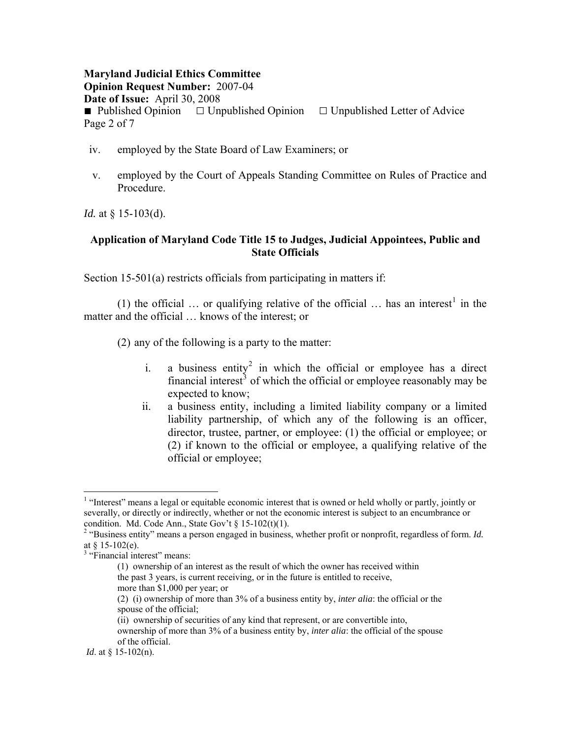iv. employed by the State Board of Law Examiners; or

v. employed by the Court of Appeals Standing Committee on Rules of Practice and Procedure.

*Id.* at § 15-103(d).

**Application of Maryland Code Title 15 to Judges, Judicial Appointees, Public and State Officials**

Section 15-501(a) restricts officials from participating in matters if:

(1) the official … or qualifying relative of the official … has an interest[1] in the matter and the official … knows of the interest; or

(2) any of the following is a party to the matter:

i. a business entity[2] in which the official or employee has a direct financial interest[3] of which the official or employee reasonably may be expected to know;

ii. a business entity, including a limited liability company or a limited liability partnership, of which any of the following is an officer, director, trustee, partner, or employee: (1) the official or employee; or (2) if known to the official or employee, a qualifying relative of the official or employee;

---

[1] "Interest" means a legal or equitable economic interest that is owned or held wholly or partly, jointly or severally, or directly or indirectly, whether or not the economic interest is subject to an encumbrance or condition. Md. Code Ann., State Gov't § 15-102(t)(1).

[2] "Business entity" means a person engaged in business, whether profit or nonprofit, regardless of form. *Id.* at § 15-102(e).

[3] "Financial interest" means:

(1) ownership of an interest as the result of which the owner has received within the past 3 years, is current receiving, or in the future is entitled to receive, more than $1,000 per year; or

(2) (i) ownership of more than 3% of a business entity by, *inter alia*: the official or the spouse of the official;

(ii) ownership of securities of any kind that represent, or are convertible into, ownership of more than 3% of a business entity by, *inter alia*: the official of the spouse of the official.

*Id*. at § 15-102(n).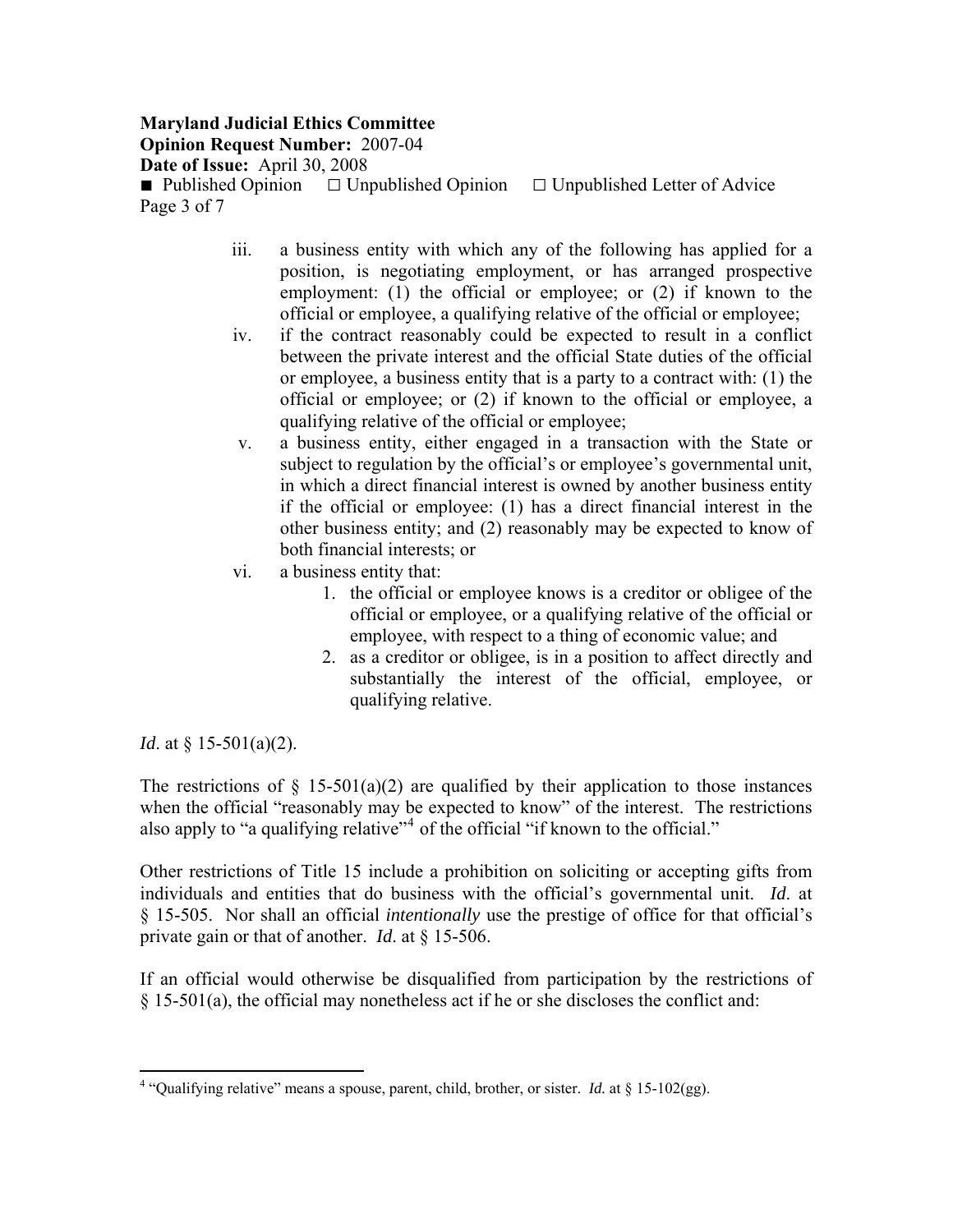iii. a business entity with which any of the following has applied for a position, is negotiating employment, or has arranged prospective employment: (1) the official or employee; or (2) if known to the official or employee, a qualifying relative of the official or employee;

iv. if the contract reasonably could be expected to result in a conflict between the private interest and the official State duties of the official or employee, a business entity that is a party to a contract with: (1) the official or employee; or (2) if known to the official or employee, a qualifying relative of the official or employee;

v. a business entity, either engaged in a transaction with the State or subject to regulation by the official's or employee's governmental unit, in which a direct financial interest is owned by another business entity if the official or employee: (1) has a direct financial interest in the other business entity; and (2) reasonably may be expected to know of both financial interests; or

vi. a business entity that:

1. the official or employee knows is a creditor or obligee of the official or employee, or a qualifying relative of the official or employee, with respect to a thing of economic value; and
2. as a creditor or obligee, is in a position to affect directly and substantially the interest of the official, employee, or qualifying relative.

*Id*. at § 15-501(a)(2).

The restrictions of § 15-501(a)(2) are qualified by their application to those instances when the official "reasonably may be expected to know" of the interest. The restrictions also apply to "a qualifying relative"[4] of the official "if known to the official."

Other restrictions of Title 15 include a prohibition on soliciting or accepting gifts from individuals and entities that do business with the official's governmental unit. *Id*. at § 15-505. Nor shall an official *intentionally* use the prestige of office for that official's private gain or that of another. *Id*. at § 15-506.

If an official would otherwise be disqualified from participation by the restrictions of § 15-501(a), the official may nonetheless act if he or she discloses the conflict and:

---

[4] "Qualifying relative" means a spouse, parent, child, brother, or sister. *Id.* at § 15-102(gg).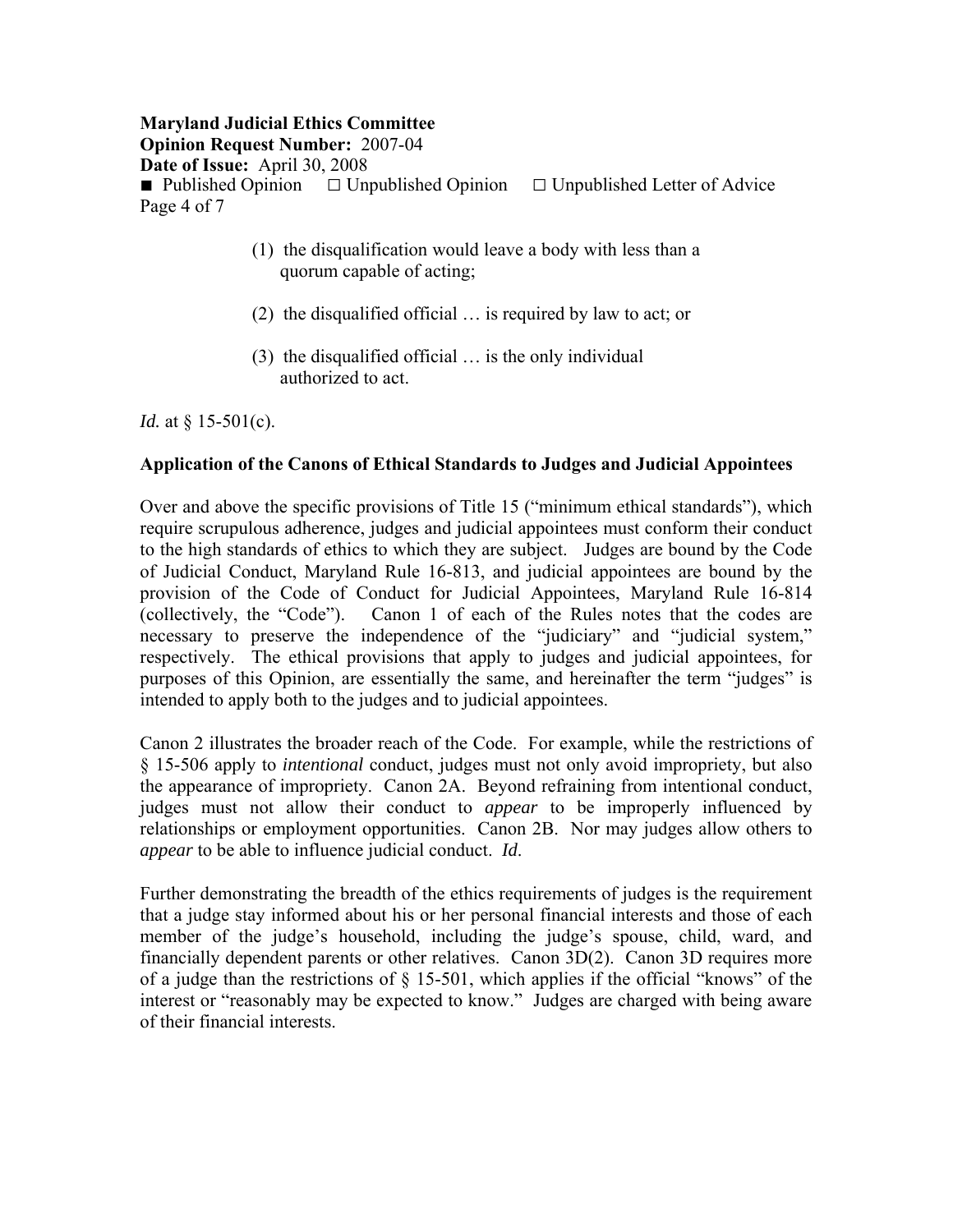(1) the disqualification would leave a body with less than a quorum capable of acting;

(2) the disqualified official … is required by law to act; or

(3) the disqualified official … is the only individual authorized to act.

*Id.* at § 15-501(c).

### Application of the Canons of Ethical Standards to Judges and Judicial Appointees

Over and above the specific provisions of Title 15 ("minimum ethical standards"), which require scrupulous adherence, judges and judicial appointees must conform their conduct to the high standards of ethics to which they are subject. Judges are bound by the Code of Judicial Conduct, Maryland Rule 16-813, and judicial appointees are bound by the provision of the Code of Conduct for Judicial Appointees, Maryland Rule 16-814 (collectively, the "Code"). Canon 1 of each of the Rules notes that the codes are necessary to preserve the independence of the "judiciary" and "judicial system," respectively. The ethical provisions that apply to judges and judicial appointees, for purposes of this Opinion, are essentially the same, and hereinafter the term "judges" is intended to apply both to the judges and to judicial appointees.

Canon 2 illustrates the broader reach of the Code. For example, while the restrictions of § 15-506 apply to *intentional* conduct, judges must not only avoid impropriety, but also the appearance of impropriety. Canon 2A. Beyond refraining from intentional conduct, judges must not allow their conduct to *appear* to be improperly influenced by relationships or employment opportunities. Canon 2B. Nor may judges allow others to *appear* to be able to influence judicial conduct. *Id*.

Further demonstrating the breadth of the ethics requirements of judges is the requirement that a judge stay informed about his or her personal financial interests and those of each member of the judge's household, including the judge's spouse, child, ward, and financially dependent parents or other relatives. Canon 3D(2). Canon 3D requires more of a judge than the restrictions of § 15-501, which applies if the official "knows" of the interest or "reasonably may be expected to know." Judges are charged with being aware of their financial interests.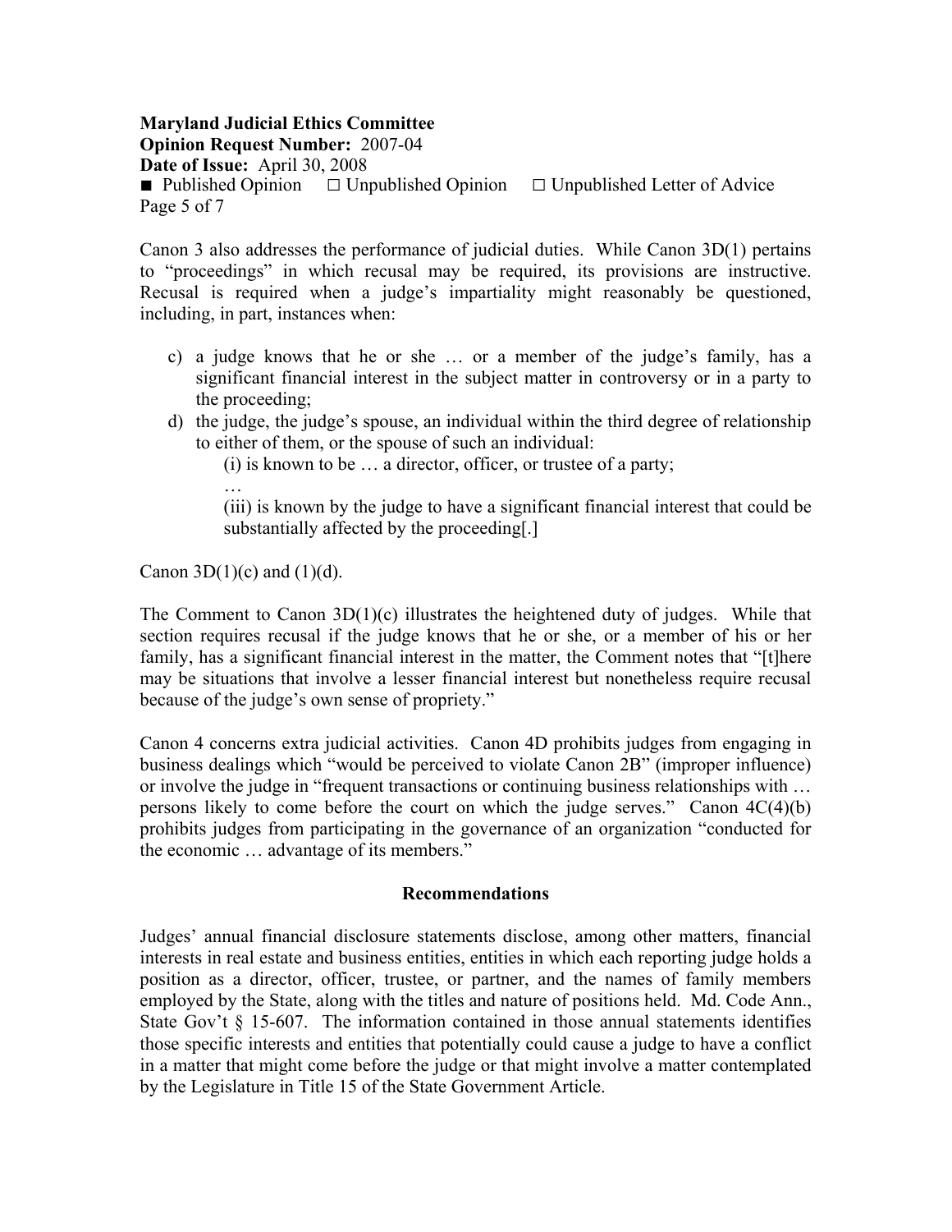Canon 3 also addresses the performance of judicial duties. While Canon 3D(1) pertains to "proceedings" in which recusal may be required, its provisions are instructive. Recusal is required when a judge's impartiality might reasonably be questioned, including, in part, instances when:

c) a judge knows that he or she … or a member of the judge's family, has a significant financial interest in the subject matter in controversy or in a party to the proceeding;

d) the judge, the judge's spouse, an individual within the third degree of relationship to either of them, or the spouse of such an individual:

   (i) is known to be … a director, officer, or trustee of a party;

   …

   (iii) is known by the judge to have a significant financial interest that could be substantially affected by the proceeding[.]

Canon 3D(1)(c) and (1)(d).

The Comment to Canon 3D(1)(c) illustrates the heightened duty of judges. While that section requires recusal if the judge knows that he or she, or a member of his or her family, has a significant financial interest in the matter, the Comment notes that "[t]here may be situations that involve a lesser financial interest but nonetheless require recusal because of the judge's own sense of propriety."

Canon 4 concerns extra judicial activities. Canon 4D prohibits judges from engaging in business dealings which "would be perceived to violate Canon 2B" (improper influence) or involve the judge in "frequent transactions or continuing business relationships with … persons likely to come before the court on which the judge serves." Canon 4C(4)(b) prohibits judges from participating in the governance of an organization "conducted for the economic … advantage of its members."

## Recommendations

Judges' annual financial disclosure statements disclose, among other matters, financial interests in real estate and business entities, entities in which each reporting judge holds a position as a director, officer, trustee, or partner, and the names of family members employed by the State, along with the titles and nature of positions held. Md. Code Ann., State Gov't § 15-607. The information contained in those annual statements identifies those specific interests and entities that potentially could cause a judge to have a conflict in a matter that might come before the judge or that might involve a matter contemplated by the Legislature in Title 15 of the State Government Article.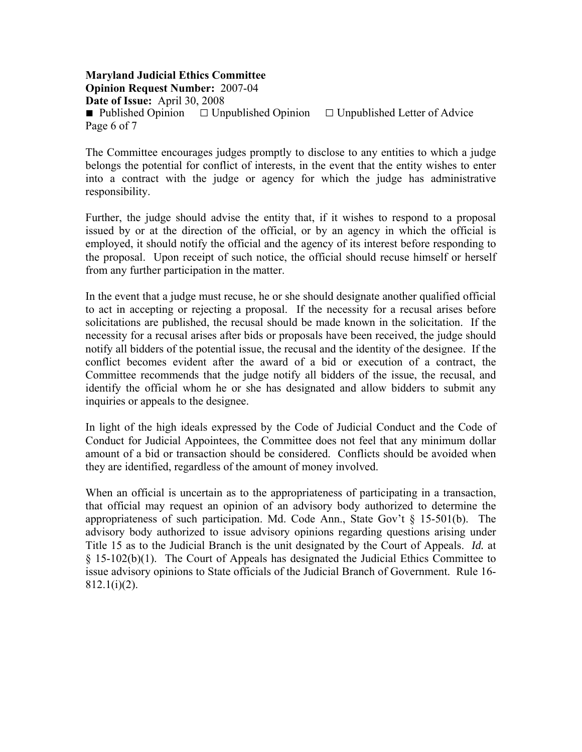The Committee encourages judges promptly to disclose to any entities to which a judge belongs the potential for conflict of interests, in the event that the entity wishes to enter into a contract with the judge or agency for which the judge has administrative responsibility.

Further, the judge should advise the entity that, if it wishes to respond to a proposal issued by or at the direction of the official, or by an agency in which the official is employed, it should notify the official and the agency of its interest before responding to the proposal. Upon receipt of such notice, the official should recuse himself or herself from any further participation in the matter.

In the event that a judge must recuse, he or she should designate another qualified official to act in accepting or rejecting a proposal. If the necessity for a recusal arises before solicitations are published, the recusal should be made known in the solicitation. If the necessity for a recusal arises after bids or proposals have been received, the judge should notify all bidders of the potential issue, the recusal and the identity of the designee. If the conflict becomes evident after the award of a bid or execution of a contract, the Committee recommends that the judge notify all bidders of the issue, the recusal, and identify the official whom he or she has designated and allow bidders to submit any inquiries or appeals to the designee.

In light of the high ideals expressed by the Code of Judicial Conduct and the Code of Conduct for Judicial Appointees, the Committee does not feel that any minimum dollar amount of a bid or transaction should be considered. Conflicts should be avoided when they are identified, regardless of the amount of money involved.

When an official is uncertain as to the appropriateness of participating in a transaction, that official may request an opinion of an advisory body authorized to determine the appropriateness of such participation. Md. Code Ann., State Gov't § 15-501(b). The advisory body authorized to issue advisory opinions regarding questions arising under Title 15 as to the Judicial Branch is the unit designated by the Court of Appeals. *Id.* at § 15-102(b)(1). The Court of Appeals has designated the Judicial Ethics Committee to issue advisory opinions to State officials of the Judicial Branch of Government. Rule 16-812.1(i)(2).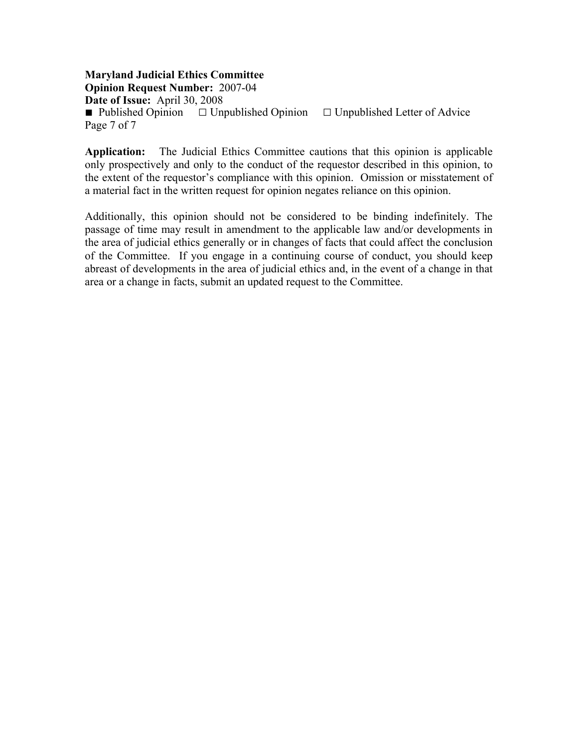**Application:** The Judicial Ethics Committee cautions that this opinion is applicable only prospectively and only to the conduct of the requestor described in this opinion, to the extent of the requestor's compliance with this opinion. Omission or misstatement of a material fact in the written request for opinion negates reliance on this opinion.

Additionally, this opinion should not be considered to be binding indefinitely. The passage of time may result in amendment to the applicable law and/or developments in the area of judicial ethics generally or in changes of facts that could affect the conclusion of the Committee. If you engage in a continuing course of conduct, you should keep abreast of developments in the area of judicial ethics and, in the event of a change in that area or a change in facts, submit an updated request to the Committee.